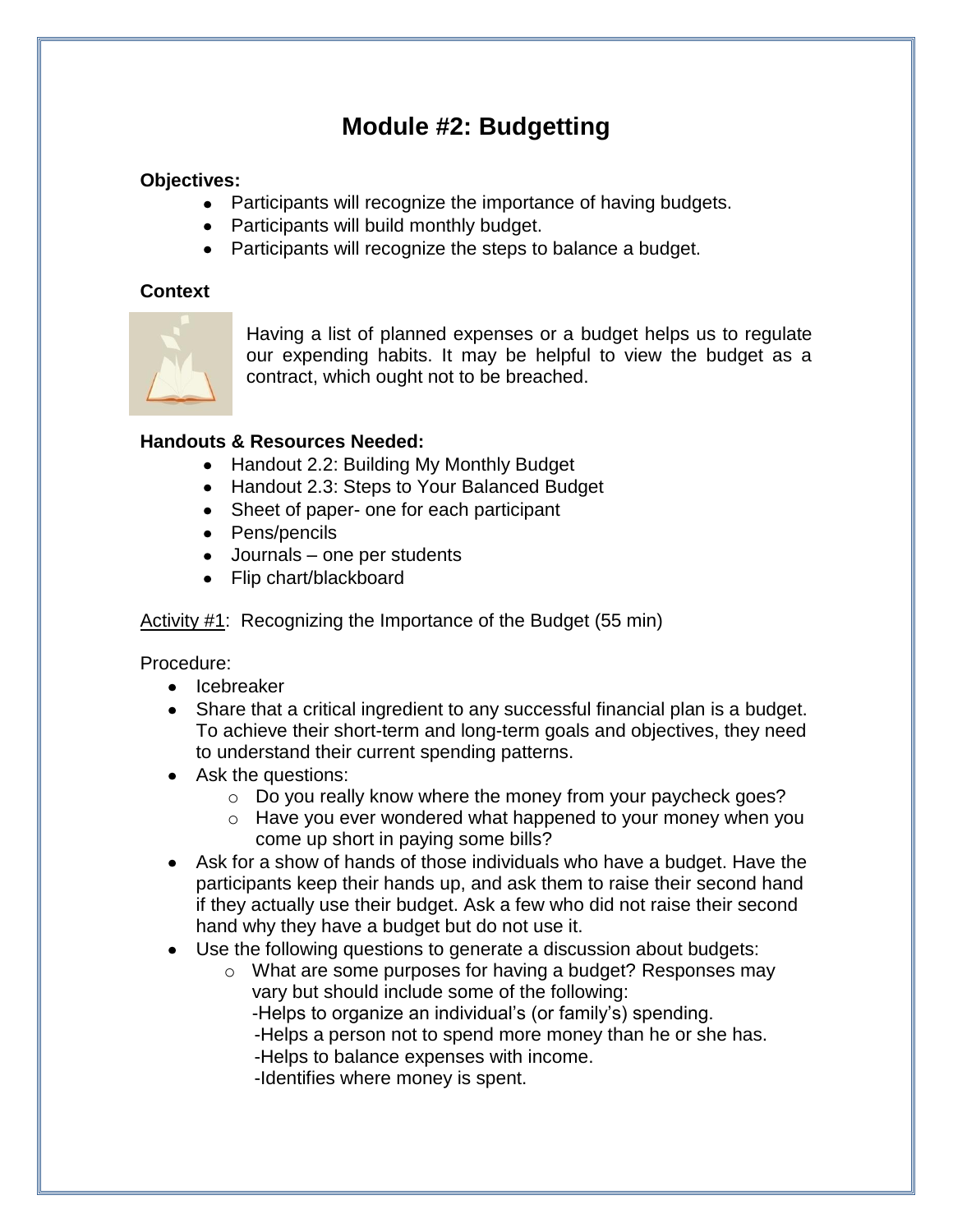# Module #2: Budgetting

**Objectives:**

- Participants will recognize the importance of having budgets.
- Participants will build monthly budget.
- Participants will recognize the steps to balance a budget.

**Context**

Having a list of planned expenses or a budget helps us to regulate our expending habits. It may be helpful to view the budget as a contract, which ought not to be breached.

**Handouts & Resources Needed:**

- Handout 2.2: Building My Monthly Budget
- Handout 2.3: Steps to Your Balanced Budget
- Sheet of paper- one for each participant
- Pens/pencils
- Journals – one per students
- Flip chart/blackboard

Activity #1: Recognizing the Importance of the Budget (55 min)

Procedure:

- Icebreaker
- Share that a critical ingredient to any successful financial plan is a budget. To achieve their short-term and long-term goals and objectives, they need to understand their current spending patterns.
- Ask the questions:
  - Do you really know where the money from your paycheck goes?
  - Have you ever wondered what happened to your money when you come up short in paying some bills?
- Ask for a show of hands of those individuals who have a budget. Have the participants keep their hands up, and ask them to raise their second hand if they actually use their budget. Ask a few who did not raise their second hand why they have a budget but do not use it.
- Use the following questions to generate a discussion about budgets:
  - What are some purposes for having a budget? Responses may vary but should include some of the following:
    - -Helps to organize an individual's (or family's) spending.
    - -Helps a person not to spend more money than he or she has.
    - -Helps to balance expenses with income.
    - -Identifies where money is spent.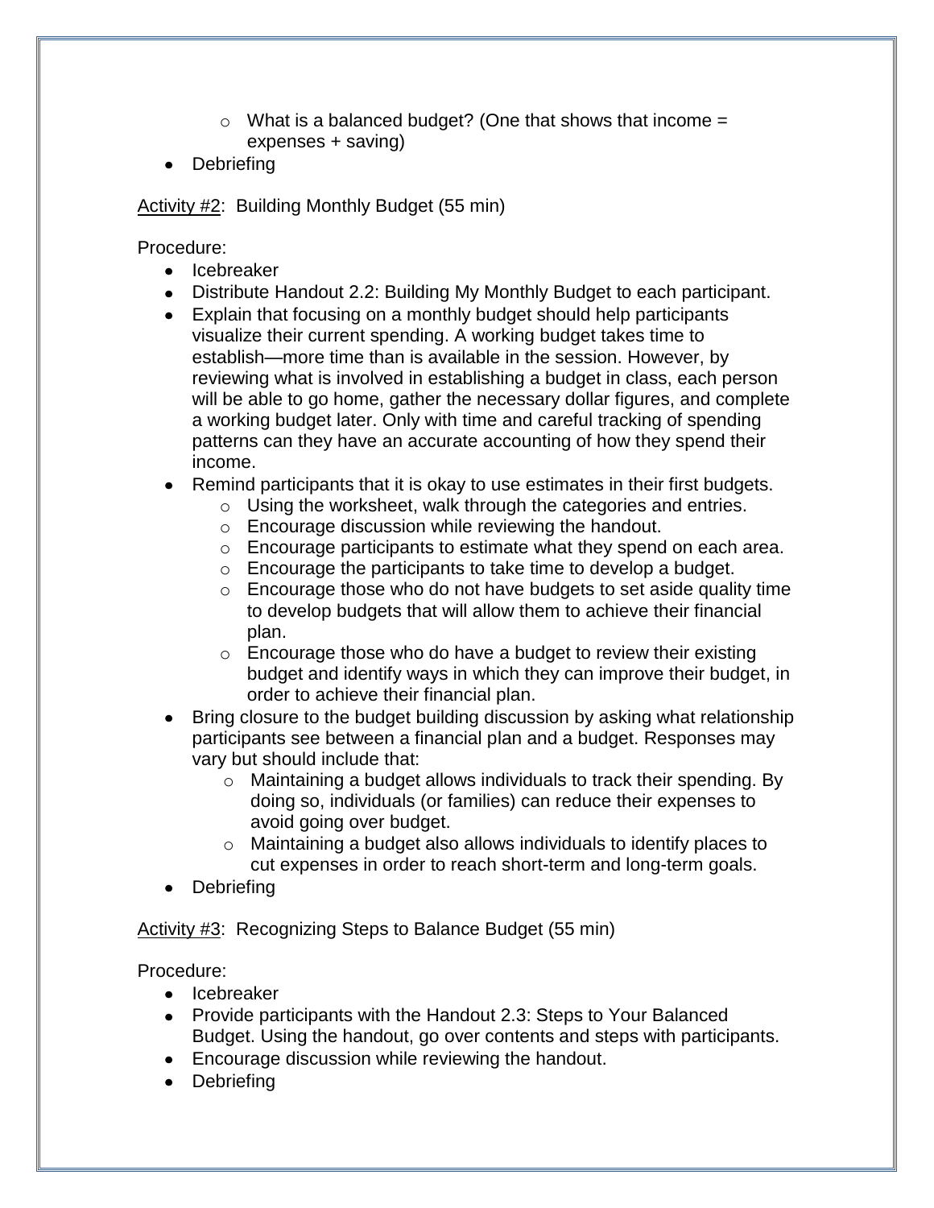- What is a balanced budget? (One that shows that income = expenses + saving)
- Debriefing

<u>Activity #2</u>: Building Monthly Budget (55 min)

Procedure:

- Icebreaker
- Distribute Handout 2.2: Building My Monthly Budget to each participant.
- Explain that focusing on a monthly budget should help participants visualize their current spending. A working budget takes time to establish—more time than is available in the session. However, by reviewing what is involved in establishing a budget in class, each person will be able to go home, gather the necessary dollar figures, and complete a working budget later. Only with time and careful tracking of spending patterns can they have an accurate accounting of how they spend their income.
- Remind participants that it is okay to use estimates in their first budgets.
   - Using the worksheet, walk through the categories and entries.
   - Encourage discussion while reviewing the handout.
   - Encourage participants to estimate what they spend on each area.
   - Encourage the participants to take time to develop a budget.
   - Encourage those who do not have budgets to set aside quality time to develop budgets that will allow them to achieve their financial plan.
   - Encourage those who do have a budget to review their existing budget and identify ways in which they can improve their budget, in order to achieve their financial plan.
- Bring closure to the budget building discussion by asking what relationship participants see between a financial plan and a budget. Responses may vary but should include that:
   - Maintaining a budget allows individuals to track their spending. By doing so, individuals (or families) can reduce their expenses to avoid going over budget.
   - Maintaining a budget also allows individuals to identify places to cut expenses in order to reach short-term and long-term goals.
- Debriefing

<u>Activity #3</u>: Recognizing Steps to Balance Budget (55 min)

Procedure:

- Icebreaker
- Provide participants with the Handout 2.3: Steps to Your Balanced Budget. Using the handout, go over contents and steps with participants.
- Encourage discussion while reviewing the handout.
- Debriefing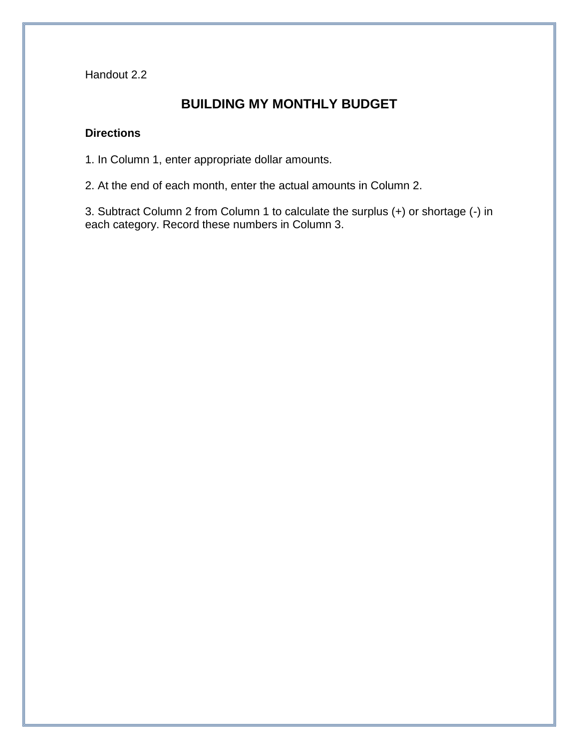Handout 2.2

# BUILDING MY MONTHLY BUDGET

**Directions**

1. In Column 1, enter appropriate dollar amounts.

2. At the end of each month, enter the actual amounts in Column 2.

3. Subtract Column 2 from Column 1 to calculate the surplus (+) or shortage (-) in each category. Record these numbers in Column 3.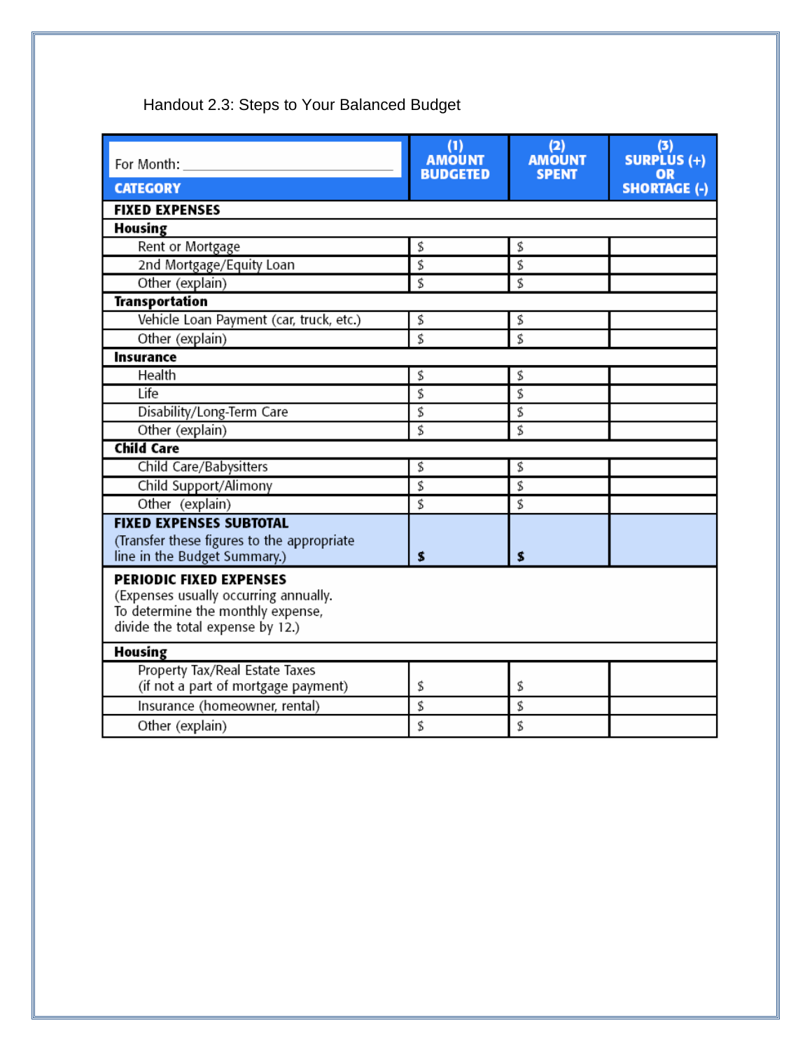Handout 2.3: Steps to Your Balanced Budget

| For Month: ______________________ CATEGORY | (1) AMOUNT BUDGETED | (2) AMOUNT SPENT | (3) SURPLUS (+) OR SHORTAGE (-) |
|---|---|---|---|
| **FIXED EXPENSES** | | | |
| **Housing** | | | |
| Rent or Mortgage | $ | $ | |
| 2nd Mortgage/Equity Loan | $ | $ | |
| Other (explain) | $ | $ | |
| **Transportation** | | | |
| Vehicle Loan Payment (car, truck, etc.) | $ | $ | |
| Other (explain) | $ | $ | |
| **Insurance** | | | |
| Health | $ | $ | |
| Life | $ | $ | |
| Disability/Long-Term Care | $ | $ | |
| Other (explain) | $ | $ | |
| **Child Care** | | | |
| Child Care/Babysitters | $ | $ | |
| Child Support/Alimony | $ | $ | |
| Other (explain) | $ | $ | |
| **FIXED EXPENSES SUBTOTAL** (Transfer these figures to the appropriate line in the Budget Summary.) | **$** | **$** | |
| **PERIODIC FIXED EXPENSES** (Expenses usually occurring annually. To determine the monthly expense, divide the total expense by 12.) | | | |
| **Housing** | | | |
| Property Tax/Real Estate Taxes (if not a part of mortgage payment) | $ | $ | |
| Insurance (homeowner, rental) | $ | $ | |
| Other (explain) | $ | $ | |